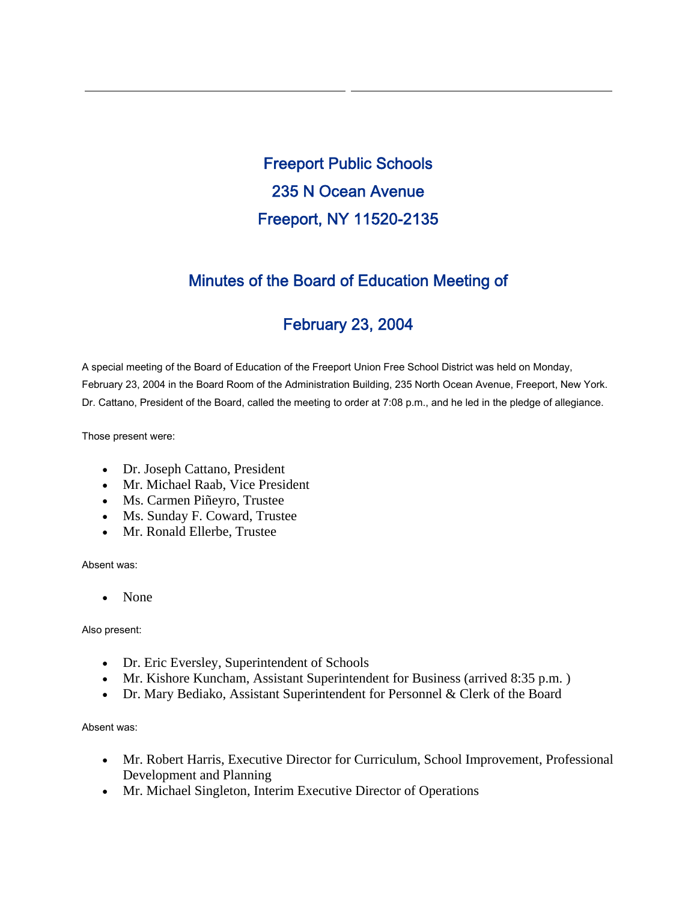# Freeport Public Schools

# 235 N Ocean Avenue

# Freeport, NY 11520-2135

## Minutes of the Board of Education Meeting of

## February 23, 2004

A special meeting of the Board of Education of the Freeport Union Free School District was held on Monday, February 23, 2004 in the Board Room of the Administration Building, 235 North Ocean Avenue, Freeport, New York. Dr. Cattano, President of the Board, called the meeting to order at 7:08 p.m., and he led in the pledge of allegiance.

Those present were:

- Dr. Joseph Cattano, President
- Mr. Michael Raab, Vice President
- Ms. Carmen Piñeyro, Trustee
- Ms. Sunday F. Coward, Trustee
- Mr. Ronald Ellerbe, Trustee

Absent was:

- None

Also present:

- Dr. Eric Eversley, Superintendent of Schools
- Mr. Kishore Kuncham, Assistant Superintendent for Business (arrived 8:35 p.m. )
- Dr. Mary Bediako, Assistant Superintendent for Personnel & Clerk of the Board

Absent was:

- Mr. Robert Harris, Executive Director for Curriculum, School Improvement, Professional Development and Planning
- Mr. Michael Singleton, Interim Executive Director of Operations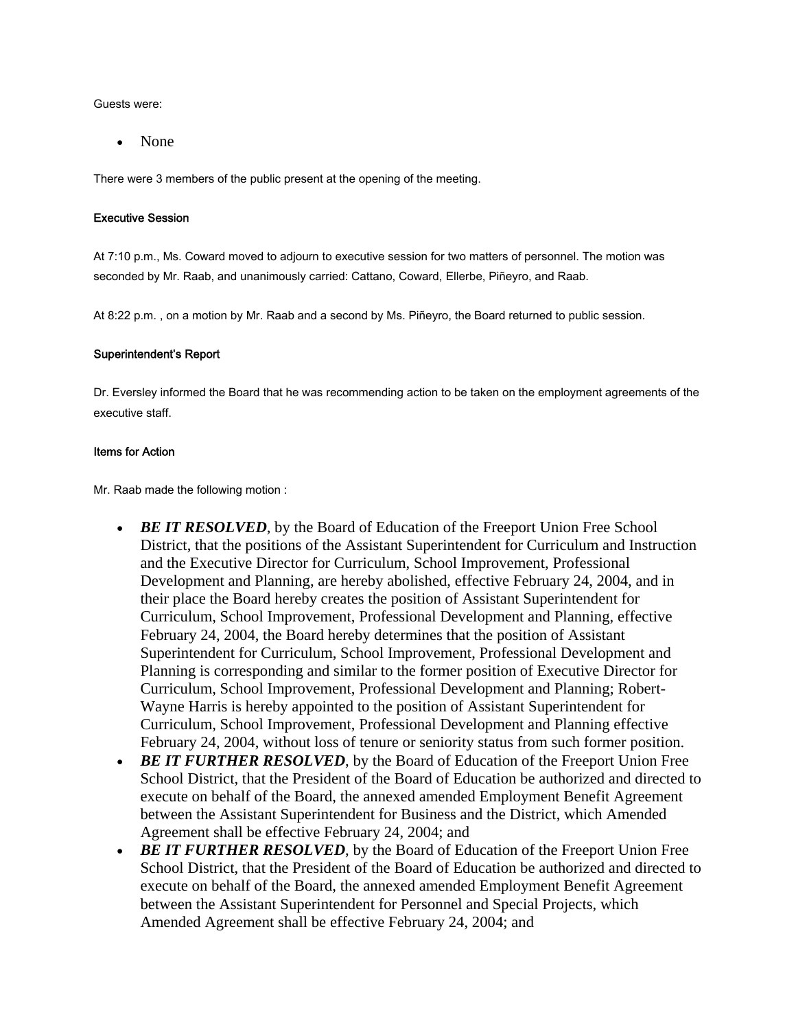Guests were:

- None

There were 3 members of the public present at the opening of the meeting.

**Executive Session**

At 7:10 p.m., Ms. Coward moved to adjourn to executive session for two matters of personnel. The motion was seconded by Mr. Raab, and unanimously carried: Cattano, Coward, Ellerbe, Piñeyro, and Raab.

At 8:22 p.m. , on a motion by Mr. Raab and a second by Ms. Piñeyro, the Board returned to public session.

**Superintendent's Report**

Dr. Eversley informed the Board that he was recommending action to be taken on the employment agreements of the executive staff.

**Items for Action**

Mr. Raab made the following motion :

- ***BE IT RESOLVED***, by the Board of Education of the Freeport Union Free School District, that the positions of the Assistant Superintendent for Curriculum and Instruction and the Executive Director for Curriculum, School Improvement, Professional Development and Planning, are hereby abolished, effective February 24, 2004, and in their place the Board hereby creates the position of Assistant Superintendent for Curriculum, School Improvement, Professional Development and Planning, effective February 24, 2004, the Board hereby determines that the position of Assistant Superintendent for Curriculum, School Improvement, Professional Development and Planning is corresponding and similar to the former position of Executive Director for Curriculum, School Improvement, Professional Development and Planning; Robert-Wayne Harris is hereby appointed to the position of Assistant Superintendent for Curriculum, School Improvement, Professional Development and Planning effective February 24, 2004, without loss of tenure or seniority status from such former position.
- ***BE IT FURTHER RESOLVED***, by the Board of Education of the Freeport Union Free School District, that the President of the Board of Education be authorized and directed to execute on behalf of the Board, the annexed amended Employment Benefit Agreement between the Assistant Superintendent for Business and the District, which Amended Agreement shall be effective February 24, 2004; and
- ***BE IT FURTHER RESOLVED***, by the Board of Education of the Freeport Union Free School District, that the President of the Board of Education be authorized and directed to execute on behalf of the Board, the annexed amended Employment Benefit Agreement between the Assistant Superintendent for Personnel and Special Projects, which Amended Agreement shall be effective February 24, 2004; and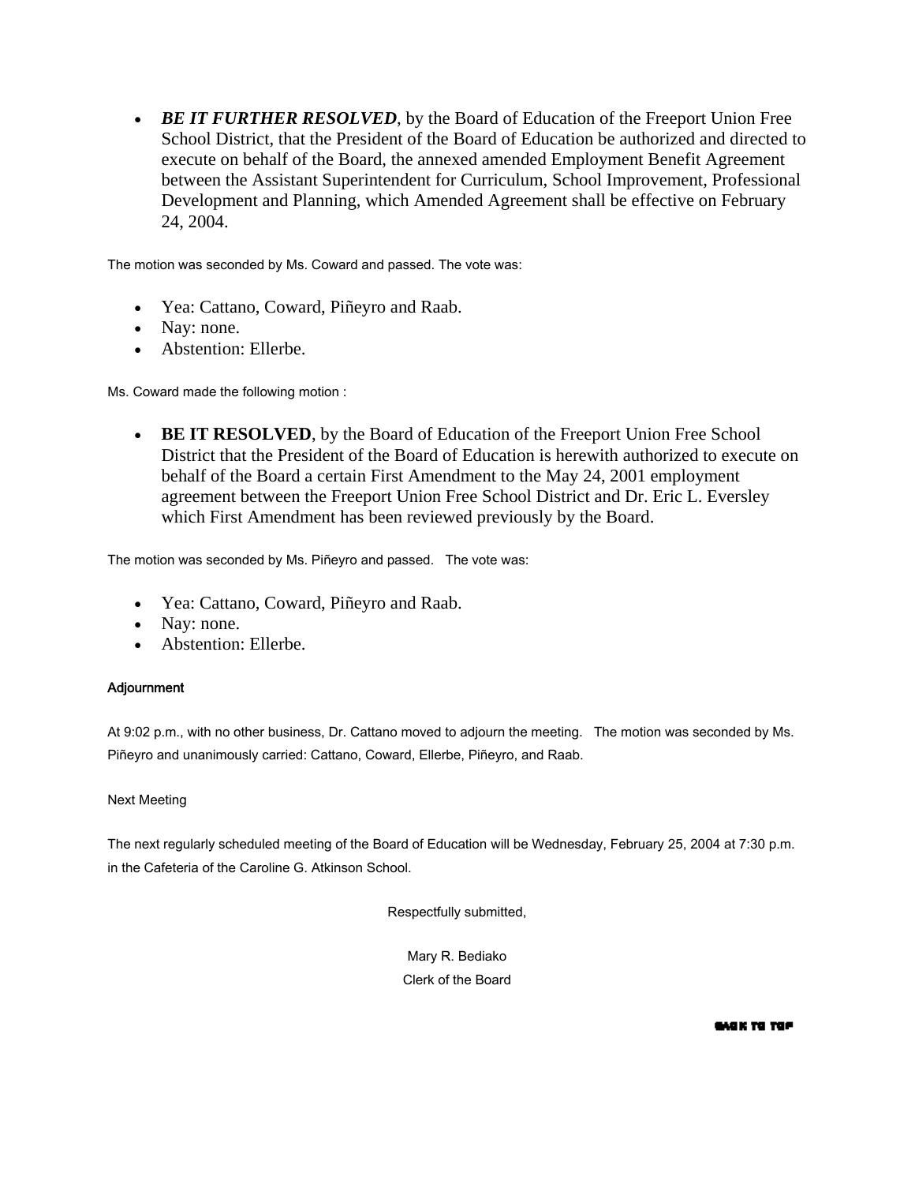- ***BE IT FURTHER RESOLVED***, by the Board of Education of the Freeport Union Free School District, that the President of the Board of Education be authorized and directed to execute on behalf of the Board, the annexed amended Employment Benefit Agreement between the Assistant Superintendent for Curriculum, School Improvement, Professional Development and Planning, which Amended Agreement shall be effective on February 24, 2004.

The motion was seconded by Ms. Coward and passed. The vote was:

- Yea: Cattano, Coward, Piñeyro and Raab.
- Nay: none.
- Abstention: Ellerbe.

Ms. Coward made the following motion :

- **BE IT RESOLVED**, by the Board of Education of the Freeport Union Free School District that the President of the Board of Education is herewith authorized to execute on behalf of the Board a certain First Amendment to the May 24, 2001 employment agreement between the Freeport Union Free School District and Dr. Eric L. Eversley which First Amendment has been reviewed previously by the Board.

The motion was seconded by Ms. Piñeyro and passed. The vote was:

- Yea: Cattano, Coward, Piñeyro and Raab.
- Nay: none.
- Abstention: Ellerbe.

**Adjournment**

At 9:02 p.m., with no other business, Dr. Cattano moved to adjourn the meeting. The motion was seconded by Ms. Piñeyro and unanimously carried: Cattano, Coward, Ellerbe, Piñeyro, and Raab.

Next Meeting

The next regularly scheduled meeting of the Board of Education will be Wednesday, February 25, 2004 at 7:30 p.m. in the Cafeteria of the Caroline G. Atkinson School.

Respectfully submitted,

Mary R. Bediako
Clerk of the Board

BACK TO TOP